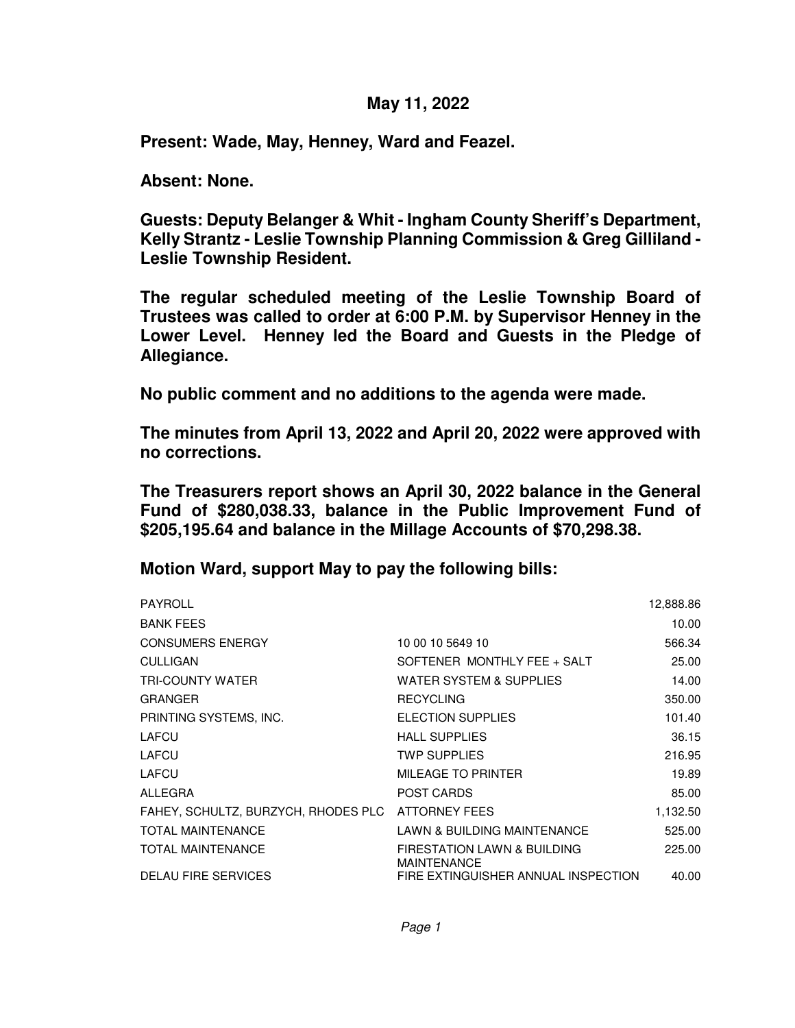**May 11, 2022**

**Present: Wade, May, Henney, Ward and Feazel.**

**Absent: None.**

**Guests: Deputy Belanger & Whit - Ingham County Sheriff's Department, Kelly Strantz - Leslie Township Planning Commission & Greg Gilliland - Leslie Township Resident.**

**The regular scheduled meeting of the Leslie Township Board of Trustees was called to order at 6:00 P.M. by Supervisor Henney in the Lower Level. Henney led the Board and Guests in the Pledge of Allegiance.**

**No public comment and no additions to the agenda were made.**

**The minutes from April 13, 2022 and April 20, 2022 were approved with no corrections.**

**The Treasurers report shows an April 30, 2022 balance in the General Fund of $280,038.33, balance in the Public Improvement Fund of $205,195.64 and balance in the Millage Accounts of $70,298.38.**

**Motion Ward, support May to pay the following bills:**

| | | |
|---|---|---|
| PAYROLL | | 12,888.86 |
| BANK FEES | | 10.00 |
| CONSUMERS ENERGY | 10 00 10 5649 10 | 566.34 |
| CULLIGAN | SOFTENER MONTHLY FEE + SALT | 25.00 |
| TRI-COUNTY WATER | WATER SYSTEM & SUPPLIES | 14.00 |
| GRANGER | RECYCLING | 350.00 |
| PRINTING SYSTEMS, INC. | ELECTION SUPPLIES | 101.40 |
| LAFCU | HALL SUPPLIES | 36.15 |
| LAFCU | TWP SUPPLIES | 216.95 |
| LAFCU | MILEAGE TO PRINTER | 19.89 |
| ALLEGRA | POST CARDS | 85.00 |
| FAHEY, SCHULTZ, BURZYCH, RHODES PLC | ATTORNEY FEES | 1,132.50 |
| TOTAL MAINTENANCE | LAWN & BUILDING MAINTENANCE | 525.00 |
| TOTAL MAINTENANCE | FIRESTATION LAWN & BUILDING MAINTENANCE | 225.00 |
| DELAU FIRE SERVICES | FIRE EXTINGUISHER ANNUAL INSPECTION | 40.00 |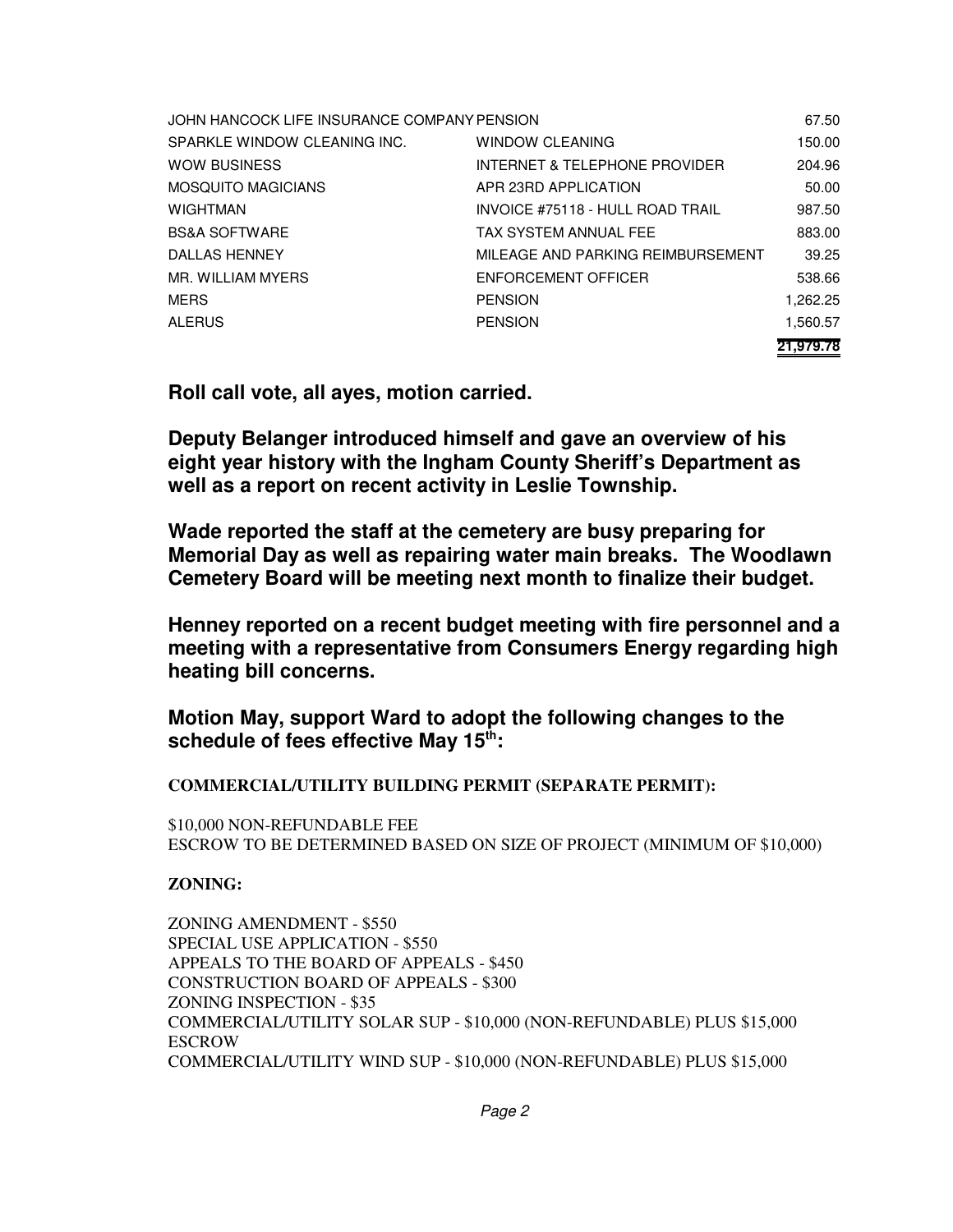| | | |
|---|---|---|
| JOHN HANCOCK LIFE INSURANCE COMPANY | PENSION | 67.50 |
| SPARKLE WINDOW CLEANING INC. | WINDOW CLEANING | 150.00 |
| WOW BUSINESS | INTERNET & TELEPHONE PROVIDER | 204.96 |
| MOSQUITO MAGICIANS | APR 23RD APPLICATION | 50.00 |
| WIGHTMAN | INVOICE #75118 - HULL ROAD TRAIL | 987.50 |
| BS&A SOFTWARE | TAX SYSTEM ANNUAL FEE | 883.00 |
| DALLAS HENNEY | MILEAGE AND PARKING REIMBURSEMENT | 39.25 |
| MR. WILLIAM MYERS | ENFORCEMENT OFFICER | 538.66 |
| MERS | PENSION | 1,262.25 |
| ALERUS | PENSION | 1,560.57 |
| | | **21,979.78** |

**Roll call vote, all ayes, motion carried.**

**Deputy Belanger introduced himself and gave an overview of his eight year history with the Ingham County Sheriff's Department as well as a report on recent activity in Leslie Township.**

**Wade reported the staff at the cemetery are busy preparing for Memorial Day as well as repairing water main breaks. The Woodlawn Cemetery Board will be meeting next month to finalize their budget.**

**Henney reported on a recent budget meeting with fire personnel and a meeting with a representative from Consumers Energy regarding high heating bill concerns.**

**Motion May, support Ward to adopt the following changes to the schedule of fees effective May 15th:**

**COMMERCIAL/UTILITY BUILDING PERMIT (SEPARATE PERMIT):**

$10,000 NON-REFUNDABLE FEE
ESCROW TO BE DETERMINED BASED ON SIZE OF PROJECT (MINIMUM OF $10,000)

**ZONING:**

ZONING AMENDMENT - $550
SPECIAL USE APPLICATION - $550
APPEALS TO THE BOARD OF APPEALS - $450
CONSTRUCTION BOARD OF APPEALS - $300
ZONING INSPECTION - $35
COMMERCIAL/UTILITY SOLAR SUP - $10,000 (NON-REFUNDABLE) PLUS $15,000 ESCROW
COMMERCIAL/UTILITY WIND SUP - $10,000 (NON-REFUNDABLE) PLUS $15,000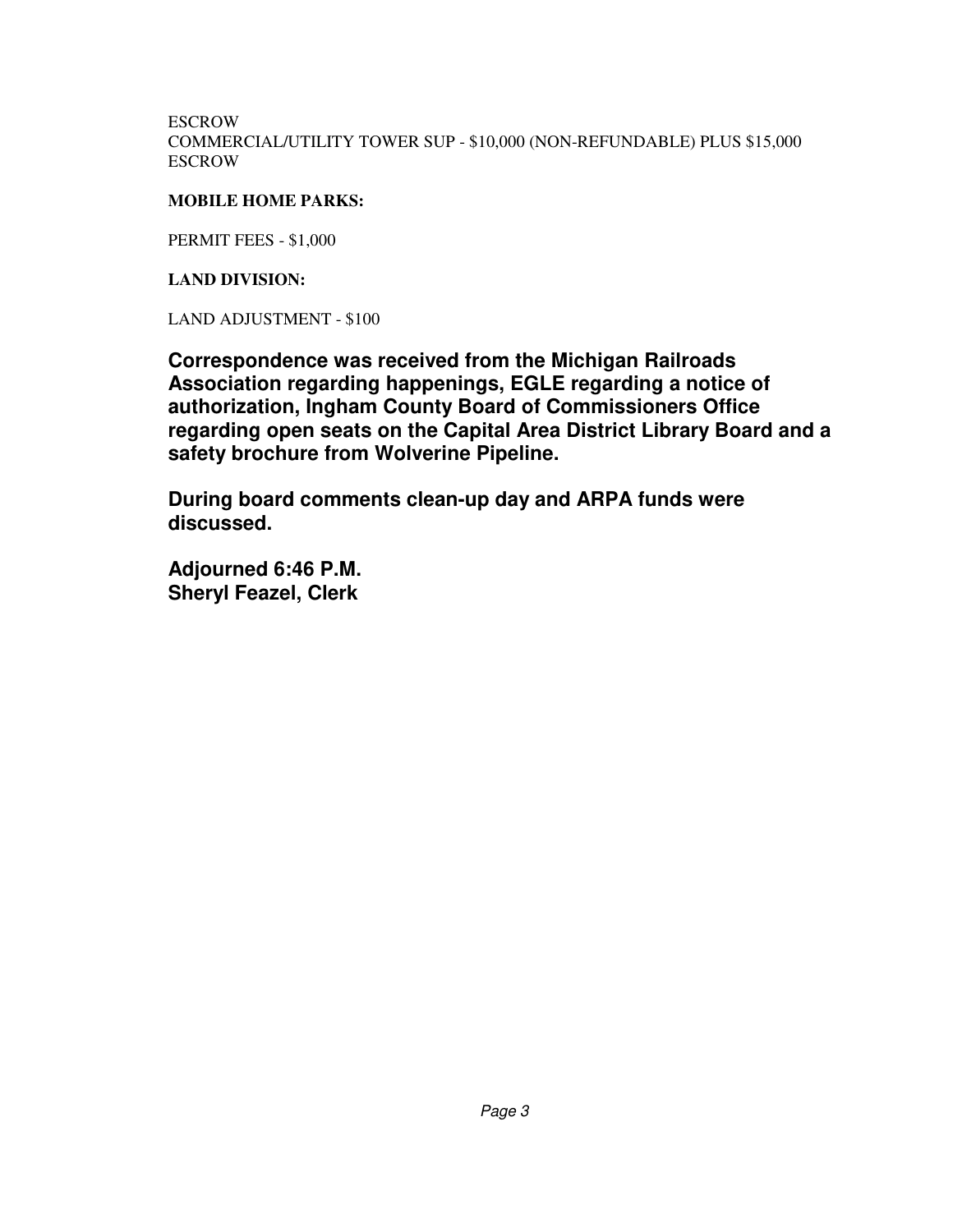ESCROW
COMMERCIAL/UTILITY TOWER SUP - $10,000 (NON-REFUNDABLE) PLUS $15,000 ESCROW

**MOBILE HOME PARKS:**

PERMIT FEES - $1,000

**LAND DIVISION:**

LAND ADJUSTMENT - $100

**Correspondence was received from the Michigan Railroads Association regarding happenings, EGLE regarding a notice of authorization, Ingham County Board of Commissioners Office regarding open seats on the Capital Area District Library Board and a safety brochure from Wolverine Pipeline.**

**During board comments clean-up day and ARPA funds were discussed.**

**Adjourned 6:46 P.M.**
**Sheryl Feazel, Clerk**